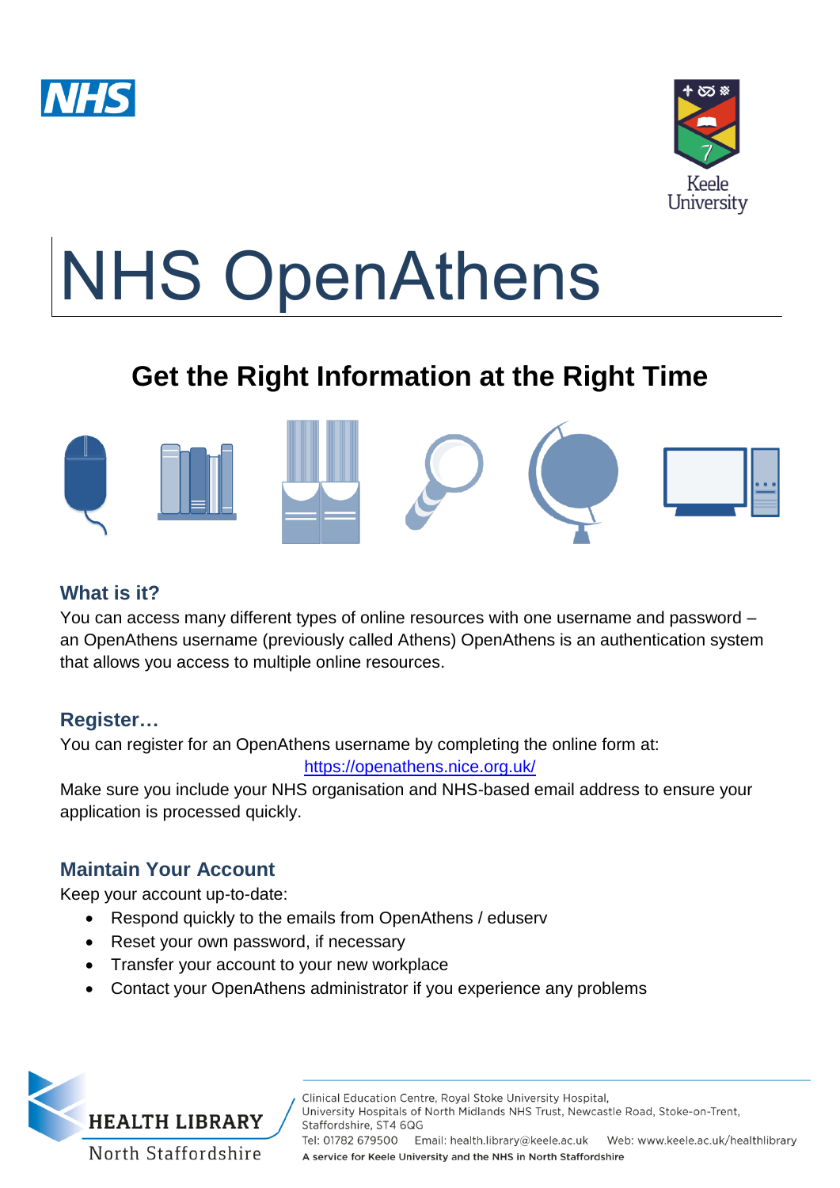# NHS OpenAthens

## Get the Right Information at the Right Time

### What is it?

You can access many different types of online resources with one username and password – an OpenAthens username (previously called Athens) OpenAthens is an authentication system that allows you access to multiple online resources.

### Register…

You can register for an OpenAthens username by completing the online form at:

https://openathens.nice.org.uk/

Make sure you include your NHS organisation and NHS-based email address to ensure your application is processed quickly.

### Maintain Your Account

Keep your account up-to-date:

- Respond quickly to the emails from OpenAthens / eduserv
- Reset your own password, if necessary
- Transfer your account to your new workplace
- Contact your OpenAthens administrator if you experience any problems

HEALTH LIBRARY North Staffordshire

Clinical Education Centre, Royal Stoke University Hospital, University Hospitals of North Midlands NHS Trust, Newcastle Road, Stoke-on-Trent, Staffordshire, ST4 6QG

Tel: 01782 679500 Email: health.library@keele.ac.uk Web: www.keele.ac.uk/healthlibrary

A service for Keele University and the NHS in North Staffordshire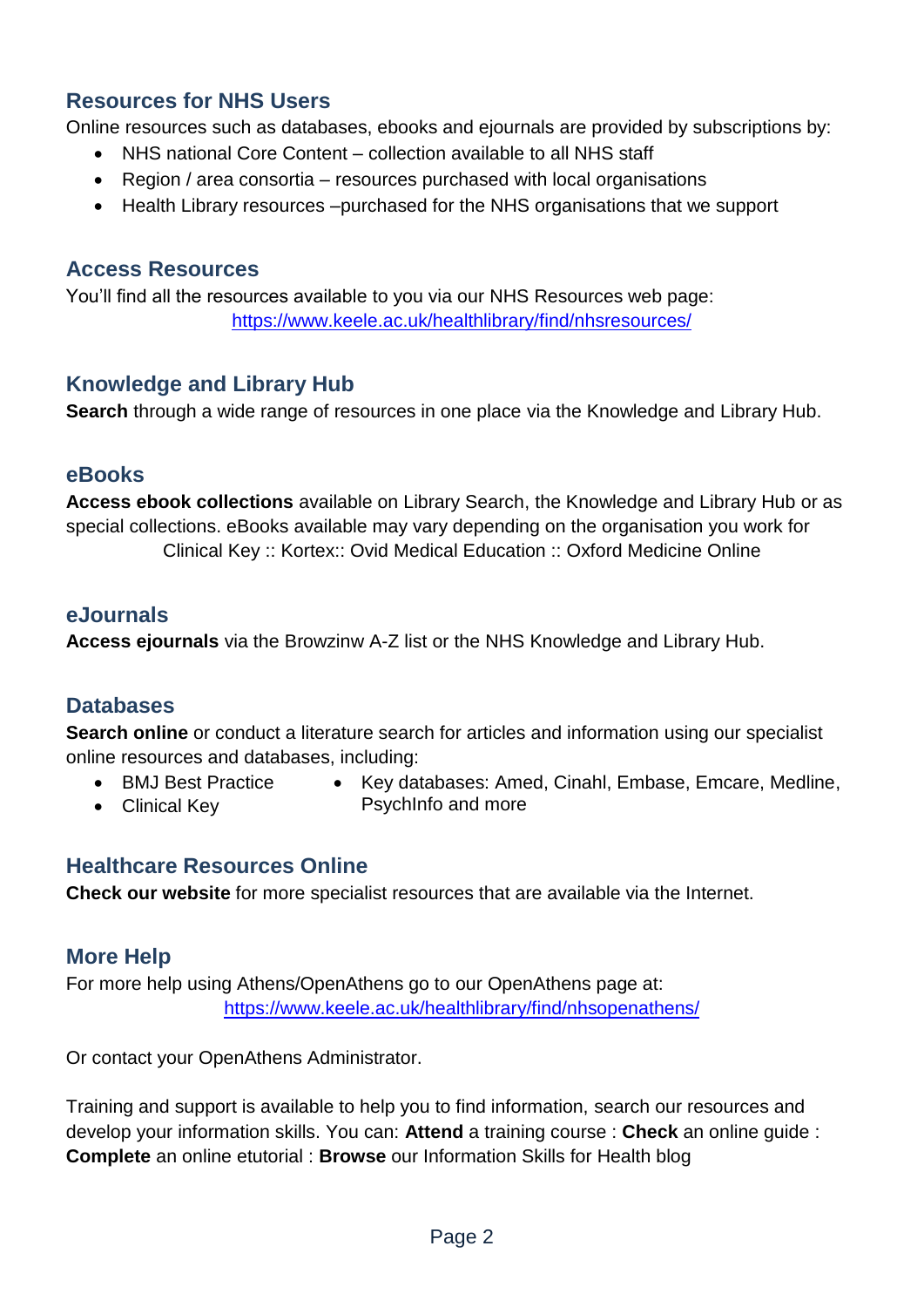## Resources for NHS Users

Online resources such as databases, ebooks and ejournals are provided by subscriptions by:

- NHS national Core Content – collection available to all NHS staff
- Region / area consortia – resources purchased with local organisations
- Health Library resources –purchased for the NHS organisations that we support

## Access Resources

You'll find all the resources available to you via our NHS Resources web page:
https://www.keele.ac.uk/healthlibrary/find/nhsresources/

## Knowledge and Library Hub

**Search** through a wide range of resources in one place via the Knowledge and Library Hub.

## eBooks

**Access ebook collections** available on Library Search, the Knowledge and Library Hub or as special collections. eBooks available may vary depending on the organisation you work for
Clinical Key :: Kortex:: Ovid Medical Education :: Oxford Medicine Online

## eJournals

**Access ejournals** via the Browzinw A-Z list or the NHS Knowledge and Library Hub.

## Databases

**Search online** or conduct a literature search for articles and information using our specialist online resources and databases, including:

- BMJ Best Practice
- Clinical Key
- Key databases: Amed, Cinahl, Embase, Emcare, Medline, PsychInfo and more

## Healthcare Resources Online

**Check our website** for more specialist resources that are available via the Internet.

## More Help

For more help using Athens/OpenAthens go to our OpenAthens page at:
https://www.keele.ac.uk/healthlibrary/find/nhsopenathens/

Or contact your OpenAthens Administrator.

Training and support is available to help you to find information, search our resources and develop your information skills. You can: **Attend** a training course : **Check** an online guide : **Complete** an online etutorial : **Browse** our Information Skills for Health blog